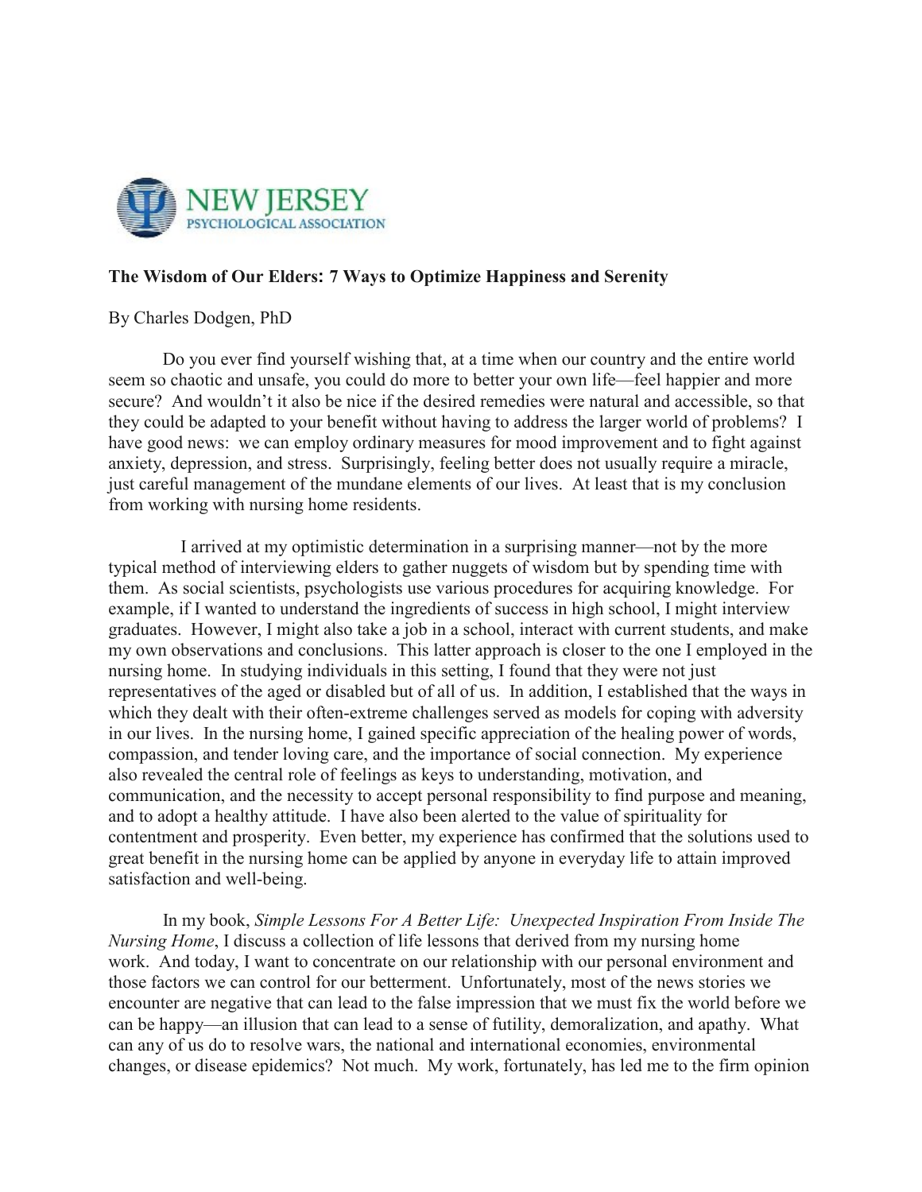NEW JERSEY
PSYCHOLOGICAL ASSOCIATION

**The Wisdom of Our Elders: 7 Ways to Optimize Happiness and Serenity**

By Charles Dodgen, PhD

Do you ever find yourself wishing that, at a time when our country and the entire world seem so chaotic and unsafe, you could do more to better your own life—feel happier and more secure? And wouldn't it also be nice if the desired remedies were natural and accessible, so that they could be adapted to your benefit without having to address the larger world of problems? I have good news: we can employ ordinary measures for mood improvement and to fight against anxiety, depression, and stress. Surprisingly, feeling better does not usually require a miracle, just careful management of the mundane elements of our lives. At least that is my conclusion from working with nursing home residents.

I arrived at my optimistic determination in a surprising manner—not by the more typical method of interviewing elders to gather nuggets of wisdom but by spending time with them. As social scientists, psychologists use various procedures for acquiring knowledge. For example, if I wanted to understand the ingredients of success in high school, I might interview graduates. However, I might also take a job in a school, interact with current students, and make my own observations and conclusions. This latter approach is closer to the one I employed in the nursing home. In studying individuals in this setting, I found that they were not just representatives of the aged or disabled but of all of us. In addition, I established that the ways in which they dealt with their often-extreme challenges served as models for coping with adversity in our lives. In the nursing home, I gained specific appreciation of the healing power of words, compassion, and tender loving care, and the importance of social connection. My experience also revealed the central role of feelings as keys to understanding, motivation, and communication, and the necessity to accept personal responsibility to find purpose and meaning, and to adopt a healthy attitude. I have also been alerted to the value of spirituality for contentment and prosperity. Even better, my experience has confirmed that the solutions used to great benefit in the nursing home can be applied by anyone in everyday life to attain improved satisfaction and well-being.

In my book, *Simple Lessons For A Better Life: Unexpected Inspiration From Inside The Nursing Home*, I discuss a collection of life lessons that derived from my nursing home work. And today, I want to concentrate on our relationship with our personal environment and those factors we can control for our betterment. Unfortunately, most of the news stories we encounter are negative that can lead to the false impression that we must fix the world before we can be happy—an illusion that can lead to a sense of futility, demoralization, and apathy. What can any of us do to resolve wars, the national and international economies, environmental changes, or disease epidemics? Not much. My work, fortunately, has led me to the firm opinion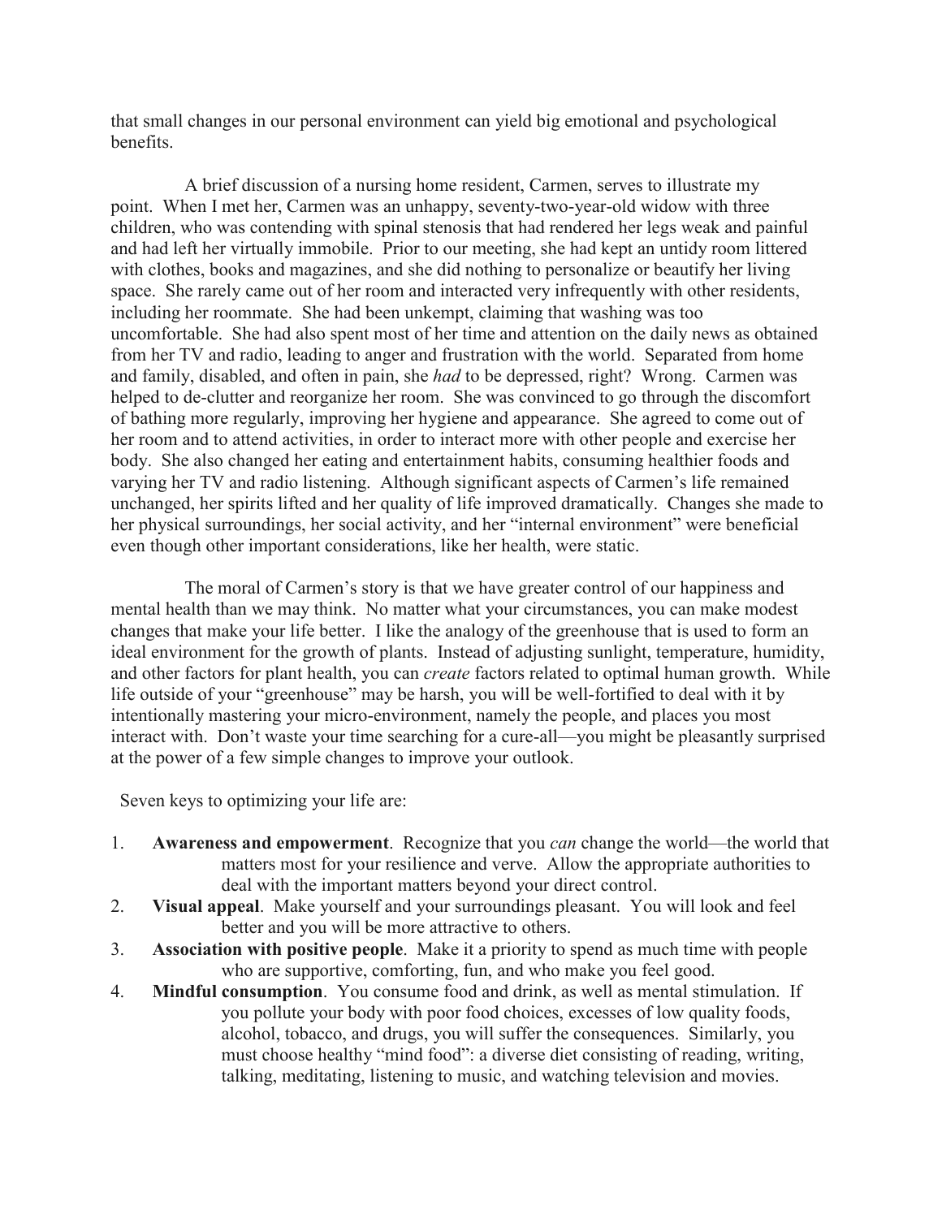that small changes in our personal environment can yield big emotional and psychological benefits.

A brief discussion of a nursing home resident, Carmen, serves to illustrate my point. When I met her, Carmen was an unhappy, seventy-two-year-old widow with three children, who was contending with spinal stenosis that had rendered her legs weak and painful and had left her virtually immobile. Prior to our meeting, she had kept an untidy room littered with clothes, books and magazines, and she did nothing to personalize or beautify her living space. She rarely came out of her room and interacted very infrequently with other residents, including her roommate. She had been unkempt, claiming that washing was too uncomfortable. She had also spent most of her time and attention on the daily news as obtained from her TV and radio, leading to anger and frustration with the world. Separated from home and family, disabled, and often in pain, she *had* to be depressed, right? Wrong. Carmen was helped to de-clutter and reorganize her room. She was convinced to go through the discomfort of bathing more regularly, improving her hygiene and appearance. She agreed to come out of her room and to attend activities, in order to interact more with other people and exercise her body. She also changed her eating and entertainment habits, consuming healthier foods and varying her TV and radio listening. Although significant aspects of Carmen's life remained unchanged, her spirits lifted and her quality of life improved dramatically. Changes she made to her physical surroundings, her social activity, and her "internal environment" were beneficial even though other important considerations, like her health, were static.

The moral of Carmen's story is that we have greater control of our happiness and mental health than we may think. No matter what your circumstances, you can make modest changes that make your life better. I like the analogy of the greenhouse that is used to form an ideal environment for the growth of plants. Instead of adjusting sunlight, temperature, humidity, and other factors for plant health, you can *create* factors related to optimal human growth. While life outside of your "greenhouse" may be harsh, you will be well-fortified to deal with it by intentionally mastering your micro-environment, namely the people, and places you most interact with. Don't waste your time searching for a cure-all—you might be pleasantly surprised at the power of a few simple changes to improve your outlook.

Seven keys to optimizing your life are:

1. **Awareness and empowerment**. Recognize that you *can* change the world—the world that matters most for your resilience and verve. Allow the appropriate authorities to deal with the important matters beyond your direct control.
2. **Visual appeal**. Make yourself and your surroundings pleasant. You will look and feel better and you will be more attractive to others.
3. **Association with positive people**. Make it a priority to spend as much time with people who are supportive, comforting, fun, and who make you feel good.
4. **Mindful consumption**. You consume food and drink, as well as mental stimulation. If you pollute your body with poor food choices, excesses of low quality foods, alcohol, tobacco, and drugs, you will suffer the consequences. Similarly, you must choose healthy "mind food": a diverse diet consisting of reading, writing, talking, meditating, listening to music, and watching television and movies.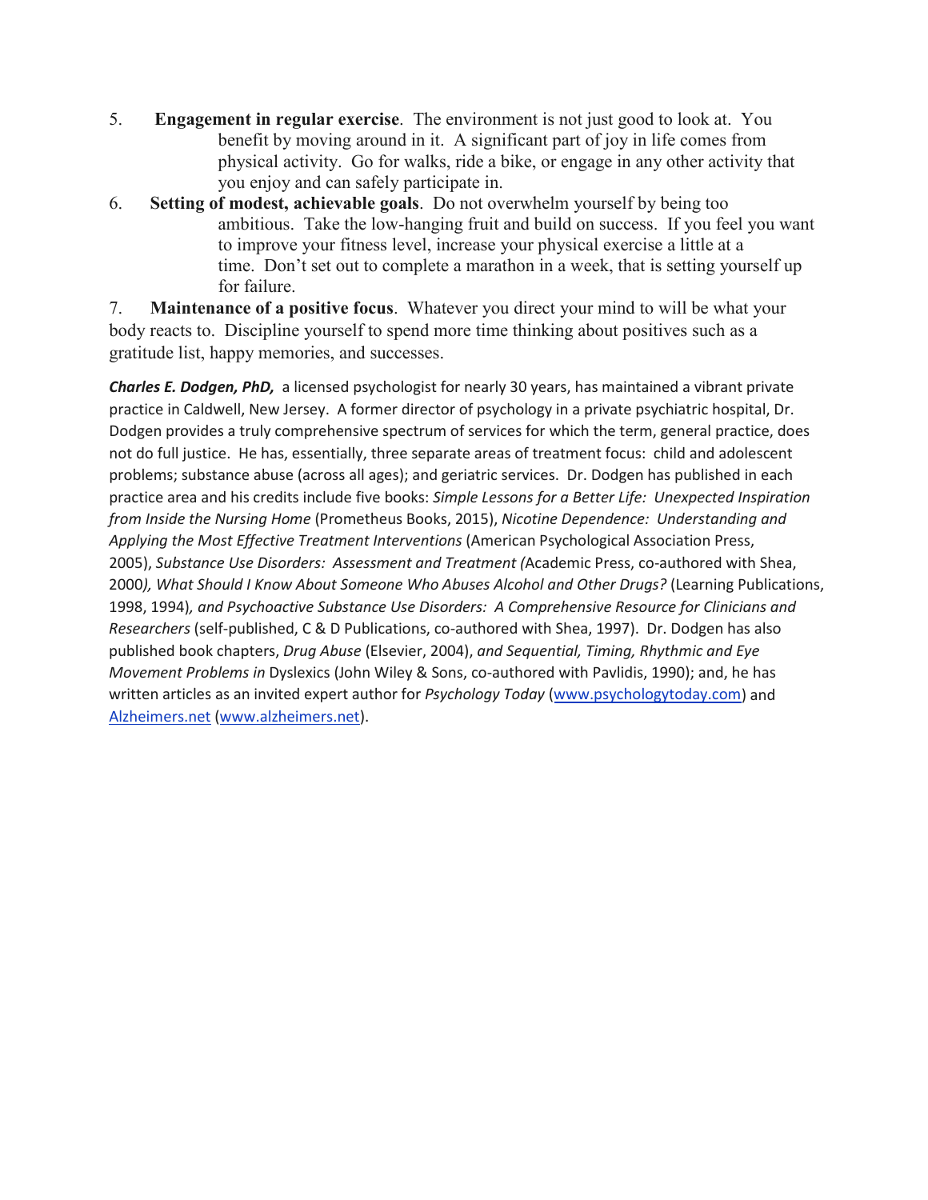5. **Engagement in regular exercise**. The environment is not just good to look at. You benefit by moving around in it. A significant part of joy in life comes from physical activity. Go for walks, ride a bike, or engage in any other activity that you enjoy and can safely participate in.
6. **Setting of modest, achievable goals**. Do not overwhelm yourself by being too ambitious. Take the low-hanging fruit and build on success. If you feel you want to improve your fitness level, increase your physical exercise a little at a time. Don't set out to complete a marathon in a week, that is setting yourself up for failure.
7. **Maintenance of a positive focus**. Whatever you direct your mind to will be what your body reacts to. Discipline yourself to spend more time thinking about positives such as a gratitude list, happy memories, and successes.

***Charles E. Dodgen, PhD,*** a licensed psychologist for nearly 30 years, has maintained a vibrant private practice in Caldwell, New Jersey. A former director of psychology in a private psychiatric hospital, Dr. Dodgen provides a truly comprehensive spectrum of services for which the term, general practice, does not do full justice. He has, essentially, three separate areas of treatment focus: child and adolescent problems; substance abuse (across all ages); and geriatric services. Dr. Dodgen has published in each practice area and his credits include five books: *Simple Lessons for a Better Life: Unexpected Inspiration from Inside the Nursing Home* (Prometheus Books, 2015), *Nicotine Dependence: Understanding and Applying the Most Effective Treatment Interventions* (American Psychological Association Press, 2005), *Substance Use Disorders: Assessment and Treatment (*Academic Press, co-authored with Shea, 2000*), What Should I Know About Someone Who Abuses Alcohol and Other Drugs?* (Learning Publications, 1998, 1994)*, and Psychoactive Substance Use Disorders: A Comprehensive Resource for Clinicians and Researchers* (self-published, C & D Publications, co-authored with Shea, 1997). Dr. Dodgen has also published book chapters, *Drug Abuse* (Elsevier, 2004), *and Sequential, Timing, Rhythmic and Eye Movement Problems in* Dyslexics (John Wiley & Sons, co-authored with Pavlidis, 1990); and, he has written articles as an invited expert author for *Psychology Today* (www.psychologytoday.com) and Alzheimers.net (www.alzheimers.net).